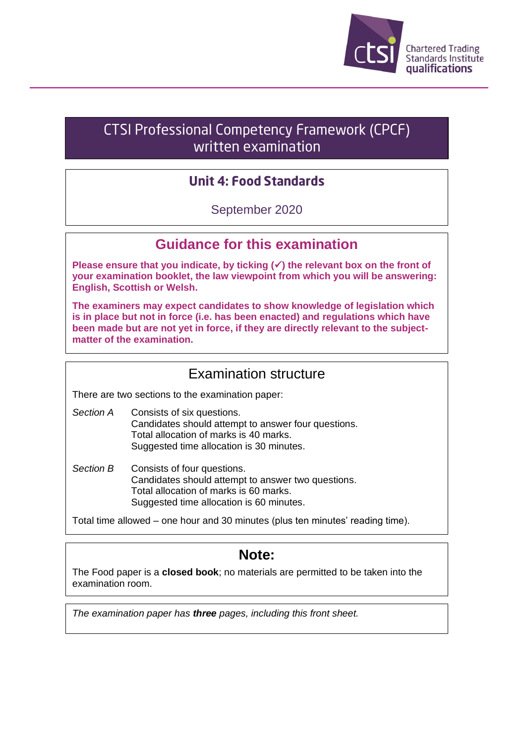Chartered Trading Standards Institute qualifications

# CTSI Professional Competency Framework (CPCF) written examination

## Unit 4: Food Standards

September 2020

## Guidance for this examination

**Please ensure that you indicate, by ticking (✓) the relevant box on the front of your examination booklet, the law viewpoint from which you will be answering: English, Scottish or Welsh.**

**The examiners may expect candidates to show knowledge of legislation which is in place but not in force (i.e. has been enacted) and regulations which have been made but are not yet in force, if they are directly relevant to the subject-matter of the examination.**

## Examination structure

There are two sections to the examination paper:

*Section A* — Consists of six questions.
Candidates should attempt to answer four questions.
Total allocation of marks is 40 marks.
Suggested time allocation is 30 minutes.

*Section B* — Consists of four questions.
Candidates should attempt to answer two questions.
Total allocation of marks is 60 marks.
Suggested time allocation is 60 minutes.

Total time allowed – one hour and 30 minutes (plus ten minutes' reading time).

## Note:

The Food paper is a **closed book**; no materials are permitted to be taken into the examination room.

*The examination paper has **three** pages, including this front sheet.*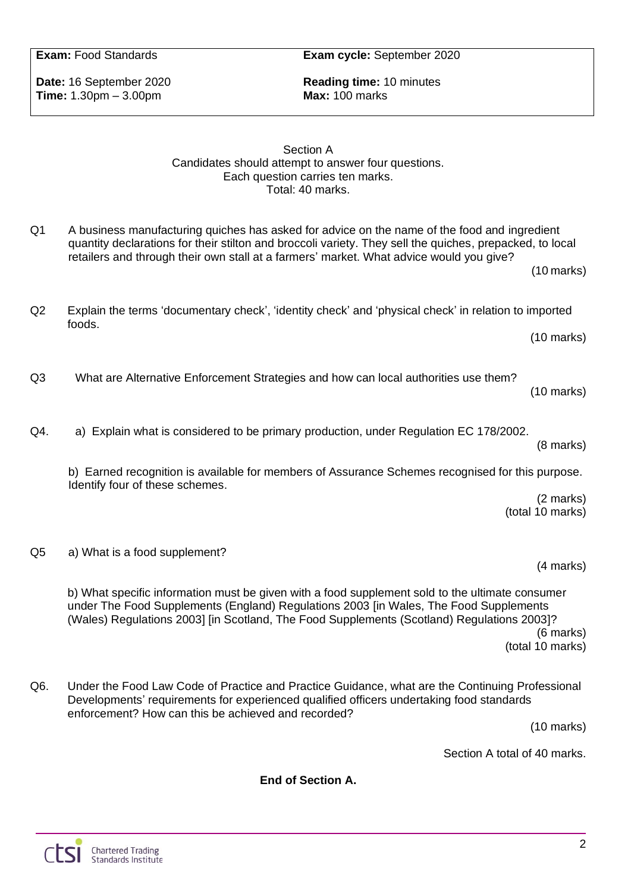| **Exam:** Food Standards | **Exam cycle:** September 2020 |
|---|---|
| **Date:** 16 September 2020<br>**Time:** 1.30pm – 3.00pm | **Reading time:** 10 minutes<br>**Max:** 100 marks |

## Section A

Candidates should attempt to answer four questions.
Each question carries ten marks.
Total: 40 marks.

**Q1** A business manufacturing quiches has asked for advice on the name of the food and ingredient quantity declarations for their stilton and broccoli variety. They sell the quiches, prepacked, to local retailers and through their own stall at a farmers' market. What advice would you give?

(10 marks)

**Q2** Explain the terms 'documentary check', 'identity check' and 'physical check' in relation to imported foods.

(10 marks)

**Q3** What are Alternative Enforcement Strategies and how can local authorities use them?

(10 marks)

**Q4.** a) Explain what is considered to be primary production, under Regulation EC 178/2002.

(8 marks)

b) Earned recognition is available for members of Assurance Schemes recognised for this purpose. Identify four of these schemes.

(2 marks)
(total 10 marks)

**Q5** a) What is a food supplement?

(4 marks)

b) What specific information must be given with a food supplement sold to the ultimate consumer under The Food Supplements (England) Regulations 2003 [in Wales, The Food Supplements (Wales) Regulations 2003] [in Scotland, The Food Supplements (Scotland) Regulations 2003]?

(6 marks)
(total 10 marks)

**Q6.** Under the Food Law Code of Practice and Practice Guidance, what are the Continuing Professional Developments' requirements for experienced qualified officers undertaking food standards enforcement? How can this be achieved and recorded?

(10 marks)

Section A total of 40 marks.

**End of Section A.**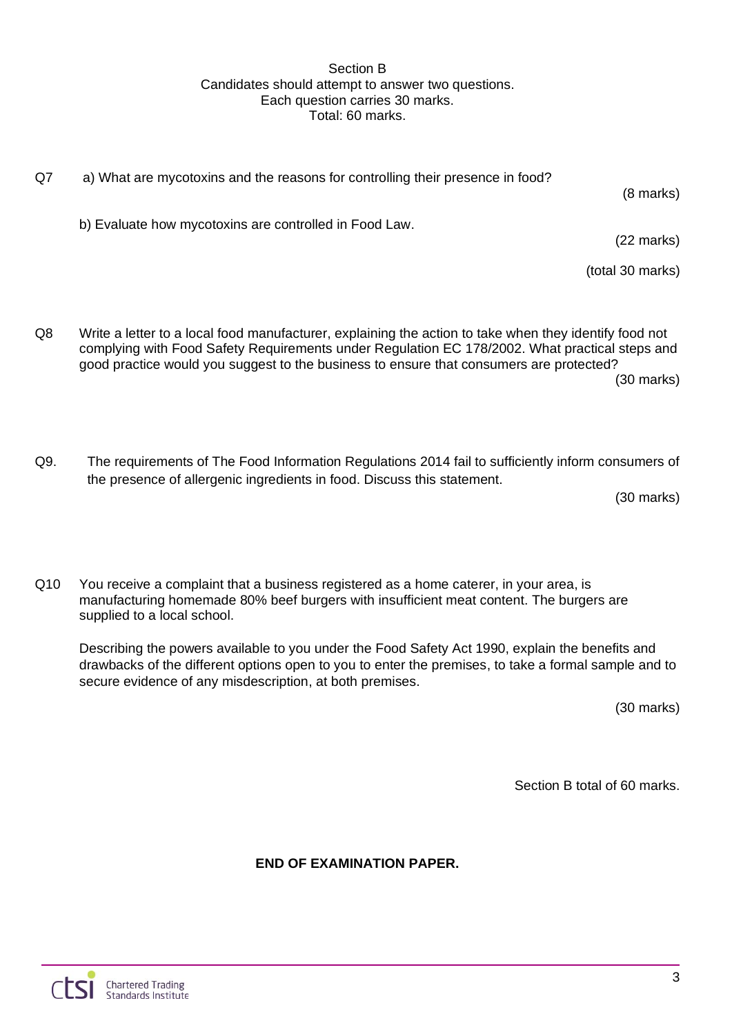Section B
Candidates should attempt to answer two questions.
Each question carries 30 marks.
Total: 60 marks.

Q7 a) What are mycotoxins and the reasons for controlling their presence in food?

(8 marks)

b) Evaluate how mycotoxins are controlled in Food Law.

(22 marks)

(total 30 marks)

Q8 Write a letter to a local food manufacturer, explaining the action to take when they identify food not complying with Food Safety Requirements under Regulation EC 178/2002. What practical steps and good practice would you suggest to the business to ensure that consumers are protected?

(30 marks)

Q9. The requirements of The Food Information Regulations 2014 fail to sufficiently inform consumers of the presence of allergenic ingredients in food. Discuss this statement.

(30 marks)

Q10 You receive a complaint that a business registered as a home caterer, in your area, is manufacturing homemade 80% beef burgers with insufficient meat content. The burgers are supplied to a local school.

Describing the powers available to you under the Food Safety Act 1990, explain the benefits and drawbacks of the different options open to you to enter the premises, to take a formal sample and to secure evidence of any misdescription, at both premises.

(30 marks)

Section B total of 60 marks.

**END OF EXAMINATION PAPER.**